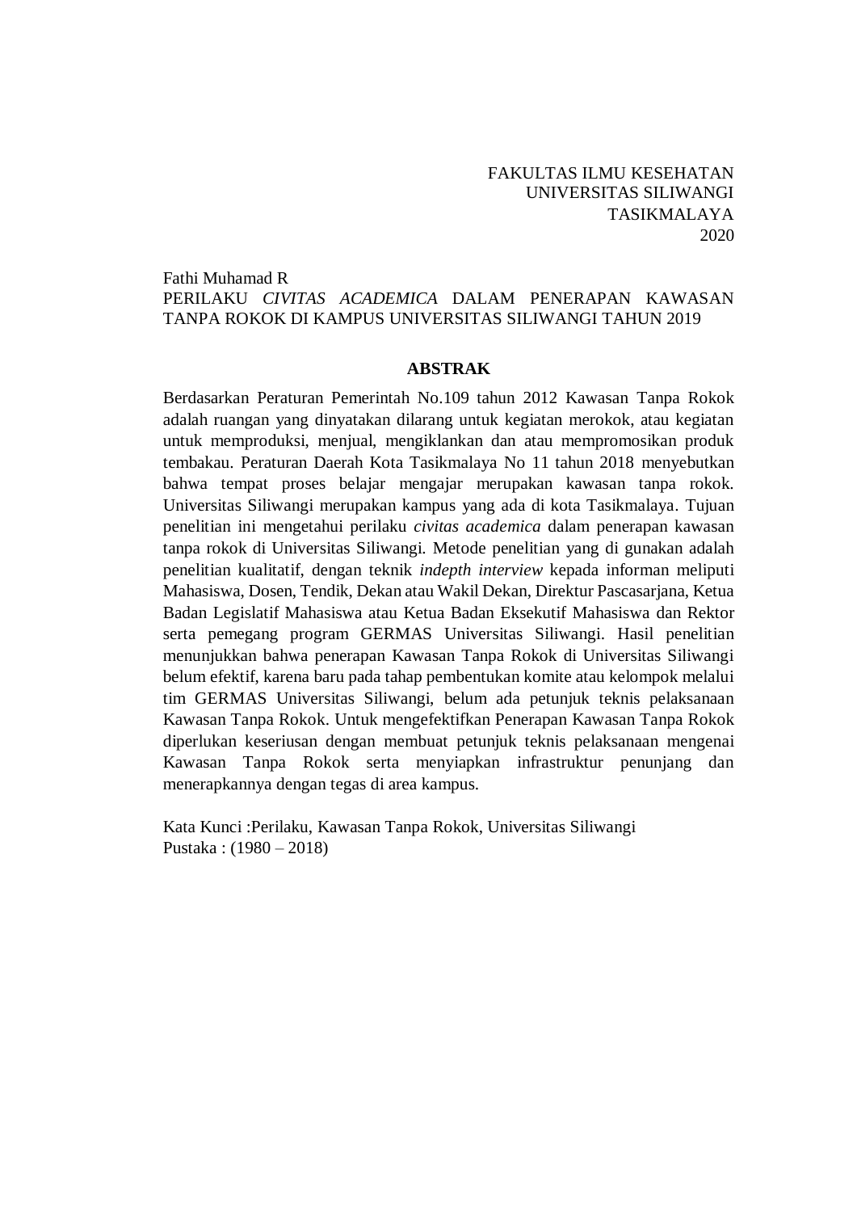FAKULTAS ILMU KESEHATAN
UNIVERSITAS SILIWANGI
TASIKMALAYA
2020

Fathi Muhamad R
PERILAKU *CIVITAS ACADEMICA* DALAM PENERAPAN KAWASAN TANPA ROKOK DI KAMPUS UNIVERSITAS SILIWANGI TAHUN 2019

## ABSTRAK

Berdasarkan Peraturan Pemerintah No.109 tahun 2012 Kawasan Tanpa Rokok adalah ruangan yang dinyatakan dilarang untuk kegiatan merokok, atau kegiatan untuk memproduksi, menjual, mengiklankan dan atau mempromosikan produk tembakau. Peraturan Daerah Kota Tasikmalaya No 11 tahun 2018 menyebutkan bahwa tempat proses belajar mengajar merupakan kawasan tanpa rokok. Universitas Siliwangi merupakan kampus yang ada di kota Tasikmalaya. Tujuan penelitian ini mengetahui perilaku *civitas academica* dalam penerapan kawasan tanpa rokok di Universitas Siliwangi. Metode penelitian yang di gunakan adalah penelitian kualitatif, dengan teknik *indepth interview* kepada informan meliputi Mahasiswa, Dosen, Tendik, Dekan atau Wakil Dekan, Direktur Pascasarjana, Ketua Badan Legislatif Mahasiswa atau Ketua Badan Eksekutif Mahasiswa dan Rektor serta pemegang program GERMAS Universitas Siliwangi. Hasil penelitian menunjukkan bahwa penerapan Kawasan Tanpa Rokok di Universitas Siliwangi belum efektif, karena baru pada tahap pembentukan komite atau kelompok melalui tim GERMAS Universitas Siliwangi, belum ada petunjuk teknis pelaksanaan Kawasan Tanpa Rokok. Untuk mengefektifkan Penerapan Kawasan Tanpa Rokok diperlukan keseriusan dengan membuat petunjuk teknis pelaksanaan mengenai Kawasan Tanpa Rokok serta menyiapkan infrastruktur penunjang dan menerapkannya dengan tegas di area kampus.

Kata Kunci :Perilaku, Kawasan Tanpa Rokok, Universitas Siliwangi
Pustaka : (1980 – 2018)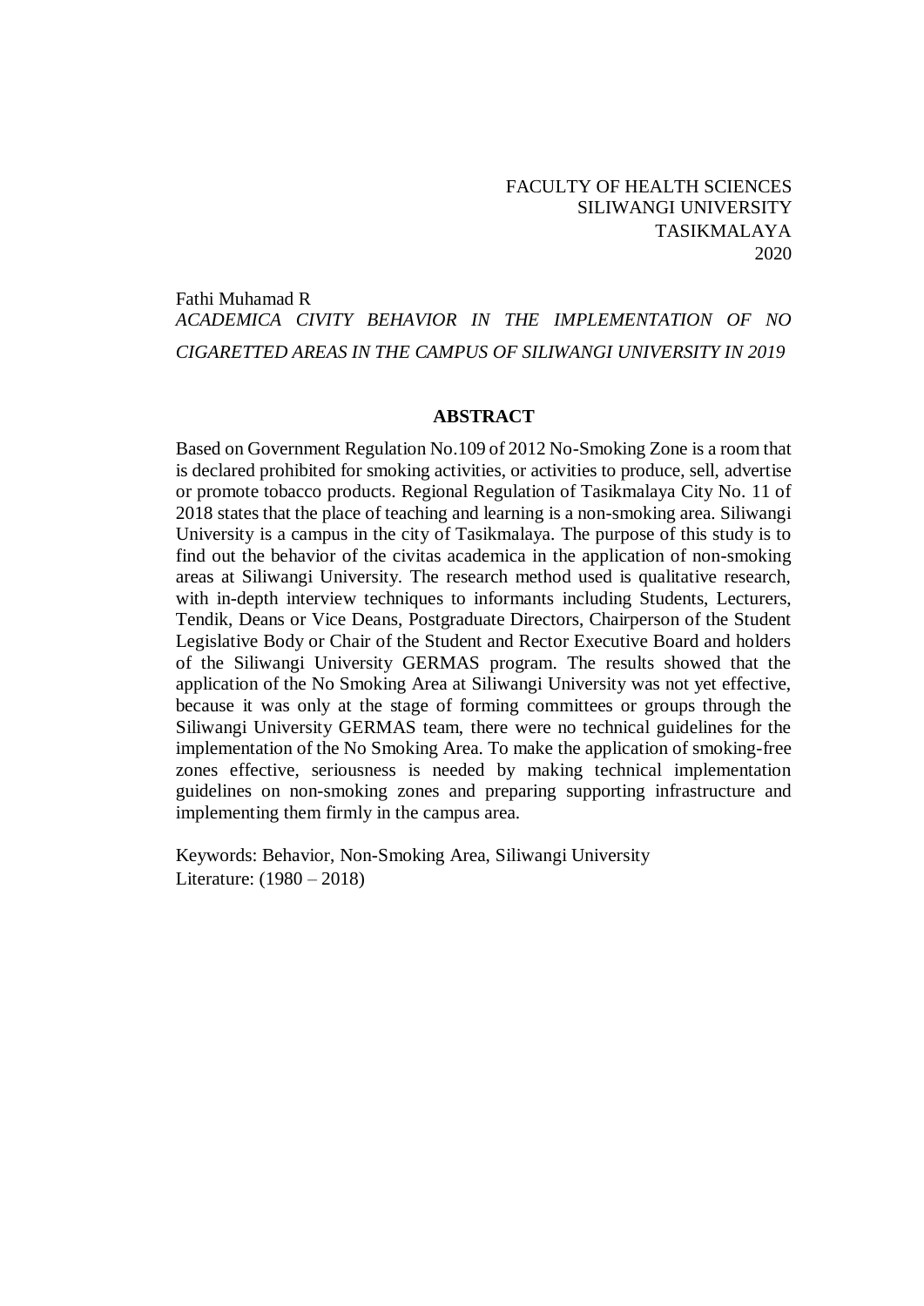FACULTY OF HEALTH SCIENCES
SILIWANGI UNIVERSITY
TASIKMALAYA
2020

Fathi Muhamad R

*ACADEMICA CIVITY BEHAVIOR IN THE IMPLEMENTATION OF NO CIGARETTED AREAS IN THE CAMPUS OF SILIWANGI UNIVERSITY IN 2019*

## ABSTRACT

Based on Government Regulation No.109 of 2012 No-Smoking Zone is a room that is declared prohibited for smoking activities, or activities to produce, sell, advertise or promote tobacco products. Regional Regulation of Tasikmalaya City No. 11 of 2018 states that the place of teaching and learning is a non-smoking area. Siliwangi University is a campus in the city of Tasikmalaya. The purpose of this study is to find out the behavior of the civitas academica in the application of non-smoking areas at Siliwangi University. The research method used is qualitative research, with in-depth interview techniques to informants including Students, Lecturers, Tendik, Deans or Vice Deans, Postgraduate Directors, Chairperson of the Student Legislative Body or Chair of the Student and Rector Executive Board and holders of the Siliwangi University GERMAS program. The results showed that the application of the No Smoking Area at Siliwangi University was not yet effective, because it was only at the stage of forming committees or groups through the Siliwangi University GERMAS team, there were no technical guidelines for the implementation of the No Smoking Area. To make the application of smoking-free zones effective, seriousness is needed by making technical implementation guidelines on non-smoking zones and preparing supporting infrastructure and implementing them firmly in the campus area.

Keywords: Behavior, Non-Smoking Area, Siliwangi University
Literature: (1980 – 2018)